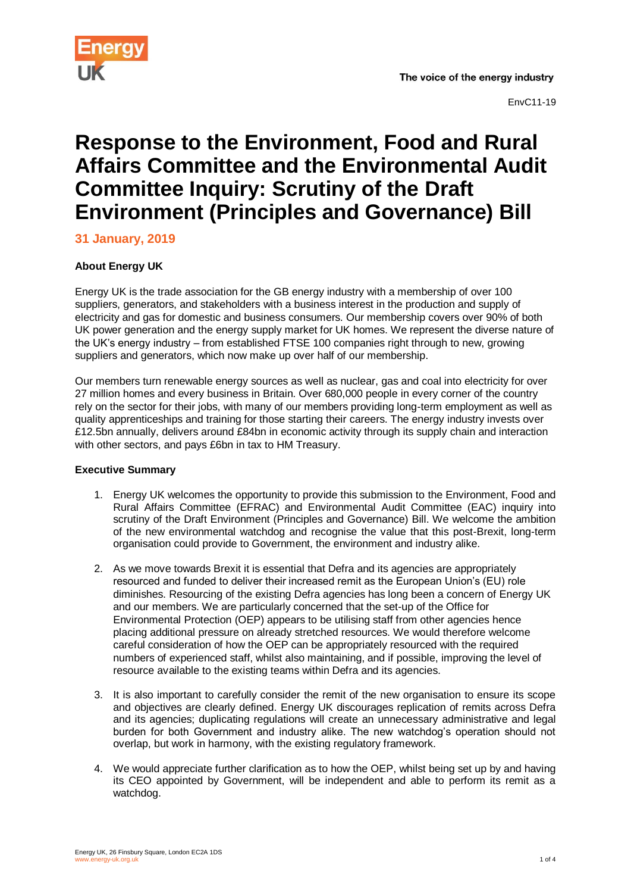EnvC11-19

# Response to the Environment, Food and Rural Affairs Committee and the Environmental Audit Committee Inquiry: Scrutiny of the Draft Environment (Principles and Governance) Bill

**31 January, 2019**

### About Energy UK

Energy UK is the trade association for the GB energy industry with a membership of over 100 suppliers, generators, and stakeholders with a business interest in the production and supply of electricity and gas for domestic and business consumers. Our membership covers over 90% of both UK power generation and the energy supply market for UK homes. We represent the diverse nature of the UK's energy industry – from established FTSE 100 companies right through to new, growing suppliers and generators, which now make up over half of our membership.

Our members turn renewable energy sources as well as nuclear, gas and coal into electricity for over 27 million homes and every business in Britain. Over 680,000 people in every corner of the country rely on the sector for their jobs, with many of our members providing long-term employment as well as quality apprenticeships and training for those starting their careers. The energy industry invests over £12.5bn annually, delivers around £84bn in economic activity through its supply chain and interaction with other sectors, and pays £6bn in tax to HM Treasury.

### Executive Summary

1. Energy UK welcomes the opportunity to provide this submission to the Environment, Food and Rural Affairs Committee (EFRAC) and Environmental Audit Committee (EAC) inquiry into scrutiny of the Draft Environment (Principles and Governance) Bill. We welcome the ambition of the new environmental watchdog and recognise the value that this post-Brexit, long-term organisation could provide to Government, the environment and industry alike.

2. As we move towards Brexit it is essential that Defra and its agencies are appropriately resourced and funded to deliver their increased remit as the European Union's (EU) role diminishes. Resourcing of the existing Defra agencies has long been a concern of Energy UK and our members. We are particularly concerned that the set-up of the Office for Environmental Protection (OEP) appears to be utilising staff from other agencies hence placing additional pressure on already stretched resources. We would therefore welcome careful consideration of how the OEP can be appropriately resourced with the required numbers of experienced staff, whilst also maintaining, and if possible, improving the level of resource available to the existing teams within Defra and its agencies.

3. It is also important to carefully consider the remit of the new organisation to ensure its scope and objectives are clearly defined. Energy UK discourages replication of remits across Defra and its agencies; duplicating regulations will create an unnecessary administrative and legal burden for both Government and industry alike. The new watchdog's operation should not overlap, but work in harmony, with the existing regulatory framework.

4. We would appreciate further clarification as to how the OEP, whilst being set up by and having its CEO appointed by Government, will be independent and able to perform its remit as a watchdog.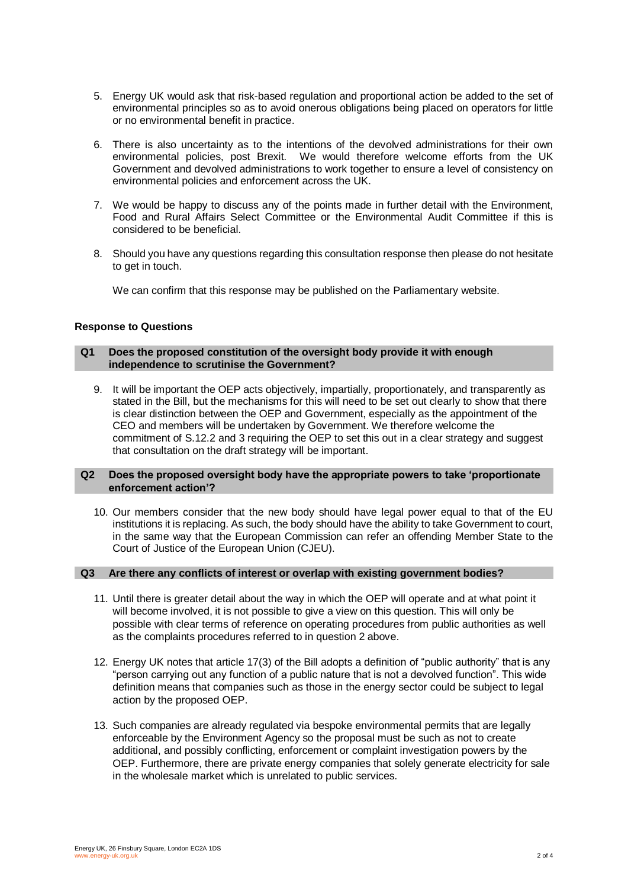5. Energy UK would ask that risk-based regulation and proportional action be added to the set of environmental principles so as to avoid onerous obligations being placed on operators for little or no environmental benefit in practice.

6. There is also uncertainty as to the intentions of the devolved administrations for their own environmental policies, post Brexit. We would therefore welcome efforts from the UK Government and devolved administrations to work together to ensure a level of consistency on environmental policies and enforcement across the UK.

7. We would be happy to discuss any of the points made in further detail with the Environment, Food and Rural Affairs Select Committee or the Environmental Audit Committee if this is considered to be beneficial.

8. Should you have any questions regarding this consultation response then please do not hesitate to get in touch.

   We can confirm that this response may be published on the Parliamentary website.

**Response to Questions**

**Q1 Does the proposed constitution of the oversight body provide it with enough independence to scrutinise the Government?**

9. It will be important the OEP acts objectively, impartially, proportionately, and transparently as stated in the Bill, but the mechanisms for this will need to be set out clearly to show that there is clear distinction between the OEP and Government, especially as the appointment of the CEO and members will be undertaken by Government. We therefore welcome the commitment of S.12.2 and 3 requiring the OEP to set this out in a clear strategy and suggest that consultation on the draft strategy will be important.

**Q2 Does the proposed oversight body have the appropriate powers to take 'proportionate enforcement action'?**

10. Our members consider that the new body should have legal power equal to that of the EU institutions it is replacing. As such, the body should have the ability to take Government to court, in the same way that the European Commission can refer an offending Member State to the Court of Justice of the European Union (CJEU).

**Q3 Are there any conflicts of interest or overlap with existing government bodies?**

11. Until there is greater detail about the way in which the OEP will operate and at what point it will become involved, it is not possible to give a view on this question. This will only be possible with clear terms of reference on operating procedures from public authorities as well as the complaints procedures referred to in question 2 above.

12. Energy UK notes that article 17(3) of the Bill adopts a definition of "public authority" that is any "person carrying out any function of a public nature that is not a devolved function". This wide definition means that companies such as those in the energy sector could be subject to legal action by the proposed OEP.

13. Such companies are already regulated via bespoke environmental permits that are legally enforceable by the Environment Agency so the proposal must be such as not to create additional, and possibly conflicting, enforcement or complaint investigation powers by the OEP. Furthermore, there are private energy companies that solely generate electricity for sale in the wholesale market which is unrelated to public services.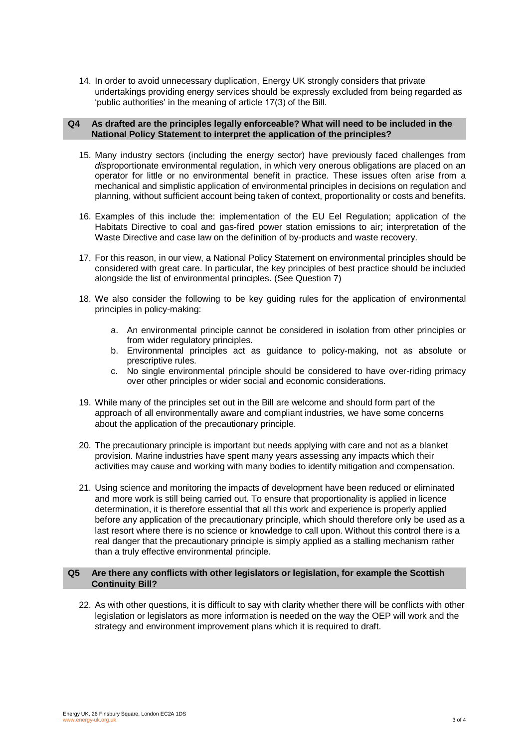14. In order to avoid unnecessary duplication, Energy UK strongly considers that private undertakings providing energy services should be expressly excluded from being regarded as 'public authorities' in the meaning of article 17(3) of the Bill.

**Q4 As drafted are the principles legally enforceable? What will need to be included in the National Policy Statement to interpret the application of the principles?**

15. Many industry sectors (including the energy sector) have previously faced challenges from *dis*proportionate environmental regulation, in which very onerous obligations are placed on an operator for little or no environmental benefit in practice. These issues often arise from a mechanical and simplistic application of environmental principles in decisions on regulation and planning, without sufficient account being taken of context, proportionality or costs and benefits.

16. Examples of this include the: implementation of the EU Eel Regulation; application of the Habitats Directive to coal and gas-fired power station emissions to air; interpretation of the Waste Directive and case law on the definition of by-products and waste recovery.

17. For this reason, in our view, a National Policy Statement on environmental principles should be considered with great care. In particular, the key principles of best practice should be included alongside the list of environmental principles. (See Question 7)

18. We also consider the following to be key guiding rules for the application of environmental principles in policy-making:

    a. An environmental principle cannot be considered in isolation from other principles or from wider regulatory principles.
    b. Environmental principles act as guidance to policy-making, not as absolute or prescriptive rules.
    c. No single environmental principle should be considered to have over-riding primacy over other principles or wider social and economic considerations.

19. While many of the principles set out in the Bill are welcome and should form part of the approach of all environmentally aware and compliant industries, we have some concerns about the application of the precautionary principle.

20. The precautionary principle is important but needs applying with care and not as a blanket provision. Marine industries have spent many years assessing any impacts which their activities may cause and working with many bodies to identify mitigation and compensation.

21. Using science and monitoring the impacts of development have been reduced or eliminated and more work is still being carried out. To ensure that proportionality is applied in licence determination, it is therefore essential that all this work and experience is properly applied before any application of the precautionary principle, which should therefore only be used as a last resort where there is no science or knowledge to call upon. Without this control there is a real danger that the precautionary principle is simply applied as a stalling mechanism rather than a truly effective environmental principle.

**Q5 Are there any conflicts with other legislators or legislation, for example the Scottish Continuity Bill?**

22. As with other questions, it is difficult to say with clarity whether there will be conflicts with other legislation or legislators as more information is needed on the way the OEP will work and the strategy and environment improvement plans which it is required to draft.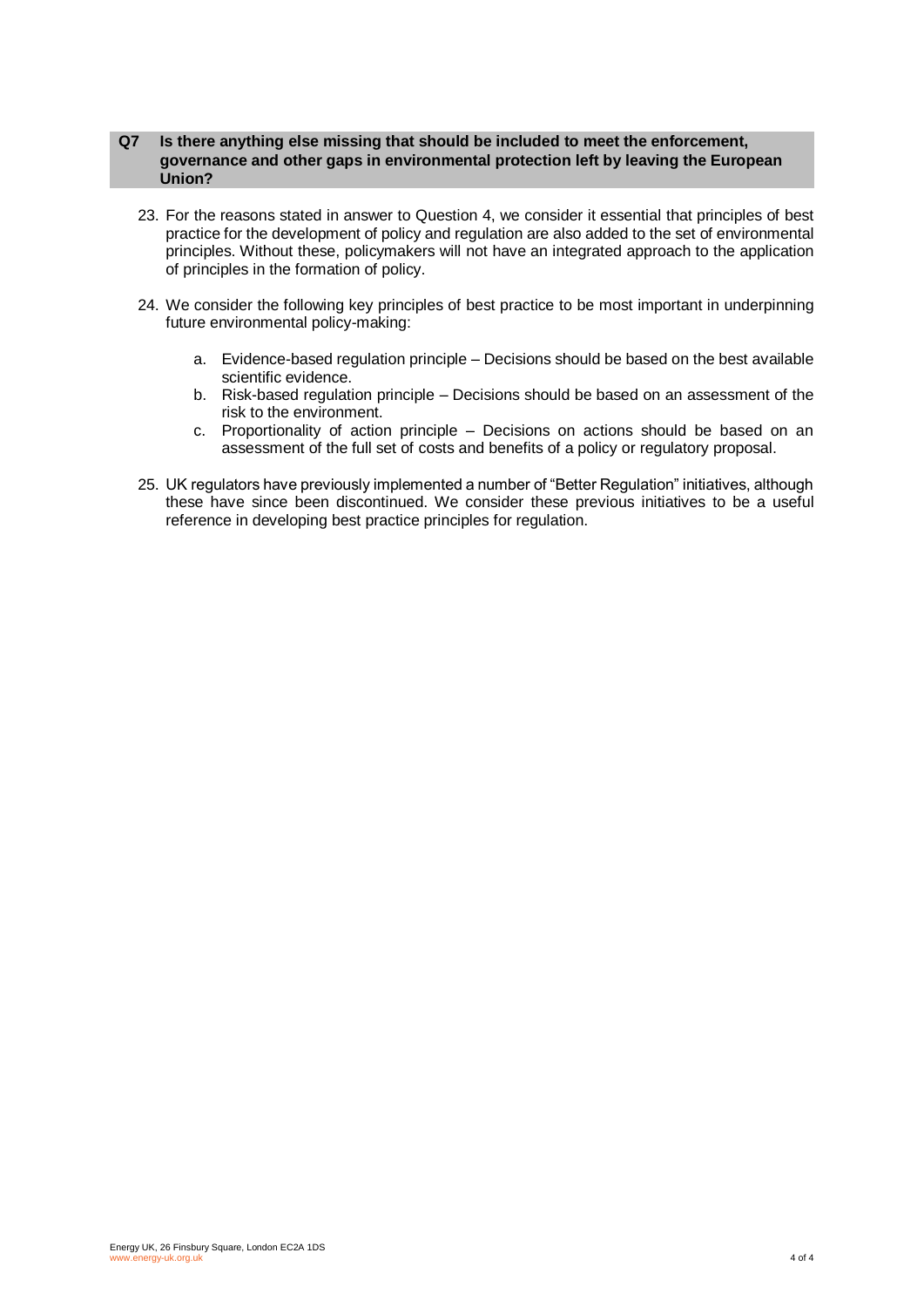**Q7 Is there anything else missing that should be included to meet the enforcement, governance and other gaps in environmental protection left by leaving the European Union?**

23. For the reasons stated in answer to Question 4, we consider it essential that principles of best practice for the development of policy and regulation are also added to the set of environmental principles. Without these, policymakers will not have an integrated approach to the application of principles in the formation of policy.

24. We consider the following key principles of best practice to be most important in underpinning future environmental policy-making:

    a. Evidence-based regulation principle – Decisions should be based on the best available scientific evidence.
    b. Risk-based regulation principle – Decisions should be based on an assessment of the risk to the environment.
    c. Proportionality of action principle – Decisions on actions should be based on an assessment of the full set of costs and benefits of a policy or regulatory proposal.

25. UK regulators have previously implemented a number of "Better Regulation" initiatives, although these have since been discontinued. We consider these previous initiatives to be a useful reference in developing best practice principles for regulation.